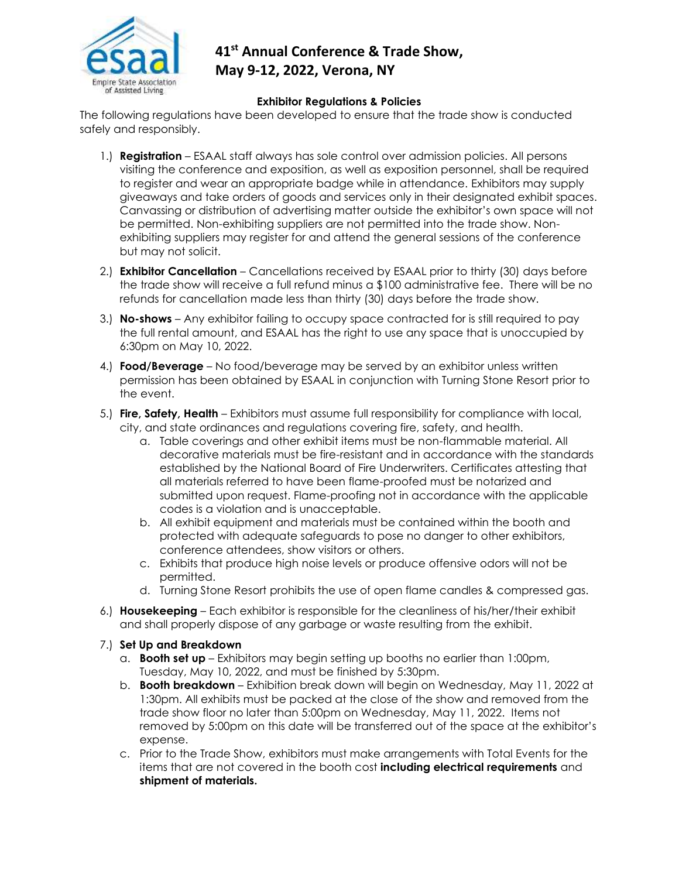# 41st Annual Conference & Trade Show, May 9-12, 2022, Verona, NY

### Exhibitor Regulations & Policies

The following regulations have been developed to ensure that the trade show is conducted safely and responsibly.

1.) **Registration** – ESAAL staff always has sole control over admission policies. All persons visiting the conference and exposition, as well as exposition personnel, shall be required to register and wear an appropriate badge while in attendance. Exhibitors may supply giveaways and take orders of goods and services only in their designated exhibit spaces. Canvassing or distribution of advertising matter outside the exhibitor's own space will not be permitted. Non-exhibiting suppliers are not permitted into the trade show. Non-exhibiting suppliers may register for and attend the general sessions of the conference but may not solicit.

2.) **Exhibitor Cancellation** – Cancellations received by ESAAL prior to thirty (30) days before the trade show will receive a full refund minus a $100 administrative fee. There will be no refunds for cancellation made less than thirty (30) days before the trade show.

3.) **No-shows** – Any exhibitor failing to occupy space contracted for is still required to pay the full rental amount, and ESAAL has the right to use any space that is unoccupied by 6:30pm on May 10, 2022.

4.) **Food/Beverage** – No food/beverage may be served by an exhibitor unless written permission has been obtained by ESAAL in conjunction with Turning Stone Resort prior to the event.

5.) **Fire, Safety, Health** – Exhibitors must assume full responsibility for compliance with local, city, and state ordinances and regulations covering fire, safety, and health.
   a. Table coverings and other exhibit items must be non-flammable material. All decorative materials must be fire-resistant and in accordance with the standards established by the National Board of Fire Underwriters. Certificates attesting that all materials referred to have been flame-proofed must be notarized and submitted upon request. Flame-proofing not in accordance with the applicable codes is a violation and is unacceptable.
   b. All exhibit equipment and materials must be contained within the booth and protected with adequate safeguards to pose no danger to other exhibitors, conference attendees, show visitors or others.
   c. Exhibits that produce high noise levels or produce offensive odors will not be permitted.
   d. Turning Stone Resort prohibits the use of open flame candles & compressed gas.

6.) **Housekeeping** – Each exhibitor is responsible for the cleanliness of his/her/their exhibit and shall properly dispose of any garbage or waste resulting from the exhibit.

7.) **Set Up and Breakdown**
   a. **Booth set up** – Exhibitors may begin setting up booths no earlier than 1:00pm, Tuesday, May 10, 2022, and must be finished by 5:30pm.
   b. **Booth breakdown** – Exhibition break down will begin on Wednesday, May 11, 2022 at 1:30pm. All exhibits must be packed at the close of the show and removed from the trade show floor no later than 5:00pm on Wednesday, May 11, 2022. Items not removed by 5:00pm on this date will be transferred out of the space at the exhibitor's expense.
   c. Prior to the Trade Show, exhibitors must make arrangements with Total Events for the items that are not covered in the booth cost **including electrical requirements** and **shipment of materials.**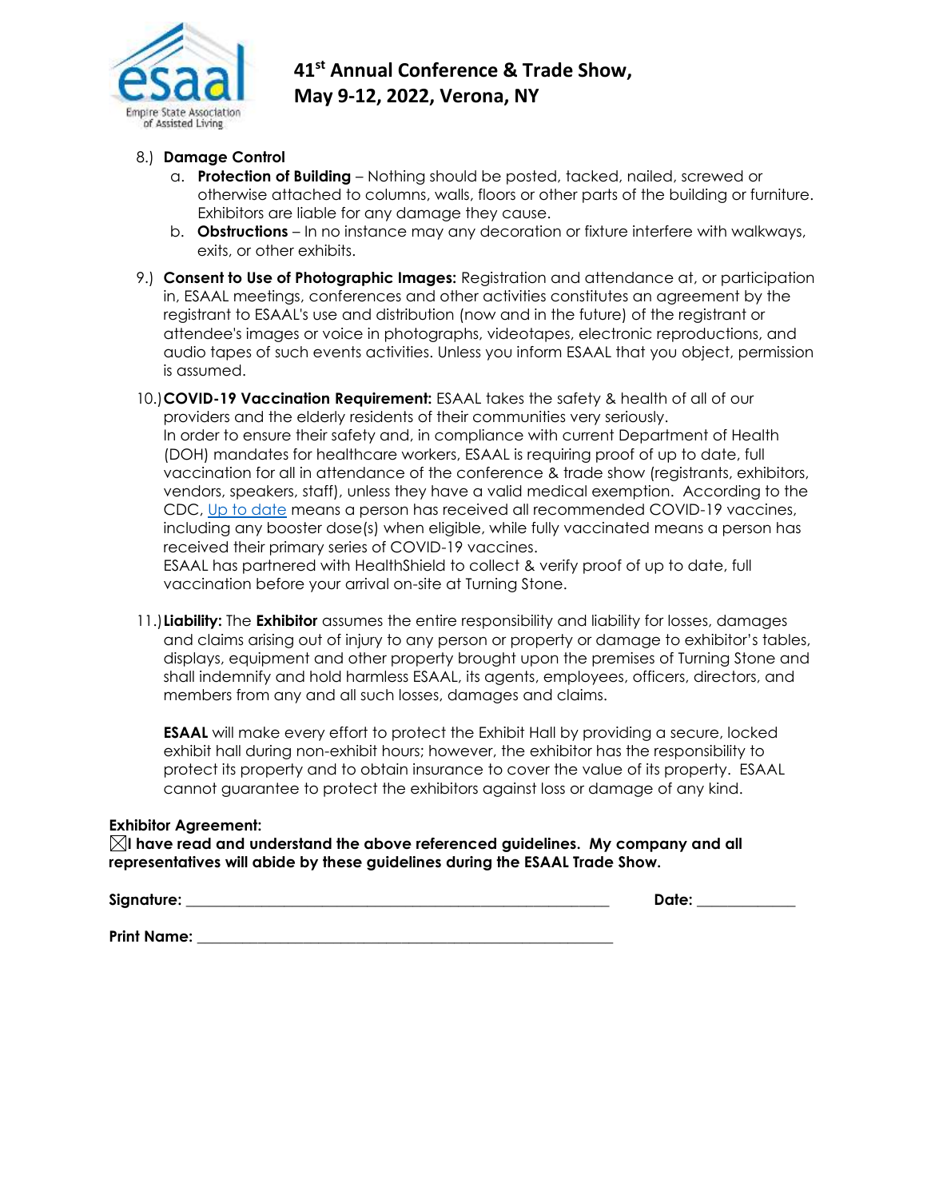8.) **Damage Control**

a. **Protection of Building** – Nothing should be posted, tacked, nailed, screwed or otherwise attached to columns, walls, floors or other parts of the building or furniture. Exhibitors are liable for any damage they cause.

b. **Obstructions** – In no instance may any decoration or fixture interfere with walkways, exits, or other exhibits.

9.) **Consent to Use of Photographic Images:** Registration and attendance at, or participation in, ESAAL meetings, conferences and other activities constitutes an agreement by the registrant to ESAAL's use and distribution (now and in the future) of the registrant or attendee's images or voice in photographs, videotapes, electronic reproductions, and audio tapes of such events activities. Unless you inform ESAAL that you object, permission is assumed.

10.) **COVID-19 Vaccination Requirement:** ESAAL takes the safety & health of all of our providers and the elderly residents of their communities very seriously.
In order to ensure their safety and, in compliance with current Department of Health (DOH) mandates for healthcare workers, ESAAL is requiring proof of up to date, full vaccination for all in attendance of the conference & trade show (registrants, exhibitors, vendors, speakers, staff), unless they have a valid medical exemption. According to the CDC, Up to date means a person has received all recommended COVID-19 vaccines, including any booster dose(s) when eligible, while fully vaccinated means a person has received their primary series of COVID-19 vaccines.
ESAAL has partnered with HealthShield to collect & verify proof of up to date, full vaccination before your arrival on-site at Turning Stone.

11.) **Liability:** The **Exhibitor** assumes the entire responsibility and liability for losses, damages and claims arising out of injury to any person or property or damage to exhibitor's tables, displays, equipment and other property brought upon the premises of Turning Stone and shall indemnify and hold harmless ESAAL, its agents, employees, officers, directors, and members from any and all such losses, damages and claims.

**ESAAL** will make every effort to protect the Exhibit Hall by providing a secure, locked exhibit hall during non-exhibit hours; however, the exhibitor has the responsibility to protect its property and to obtain insurance to cover the value of its property. ESAAL cannot guarantee to protect the exhibitors against loss or damage of any kind.

**Exhibitor Agreement:**
☒**I have read and understand the above referenced guidelines. My company and all representatives will abide by these guidelines during the ESAAL Trade Show.**

**Signature:** ____________________________________________ **Date:** ___________

**Print Name:** ____________________________________________